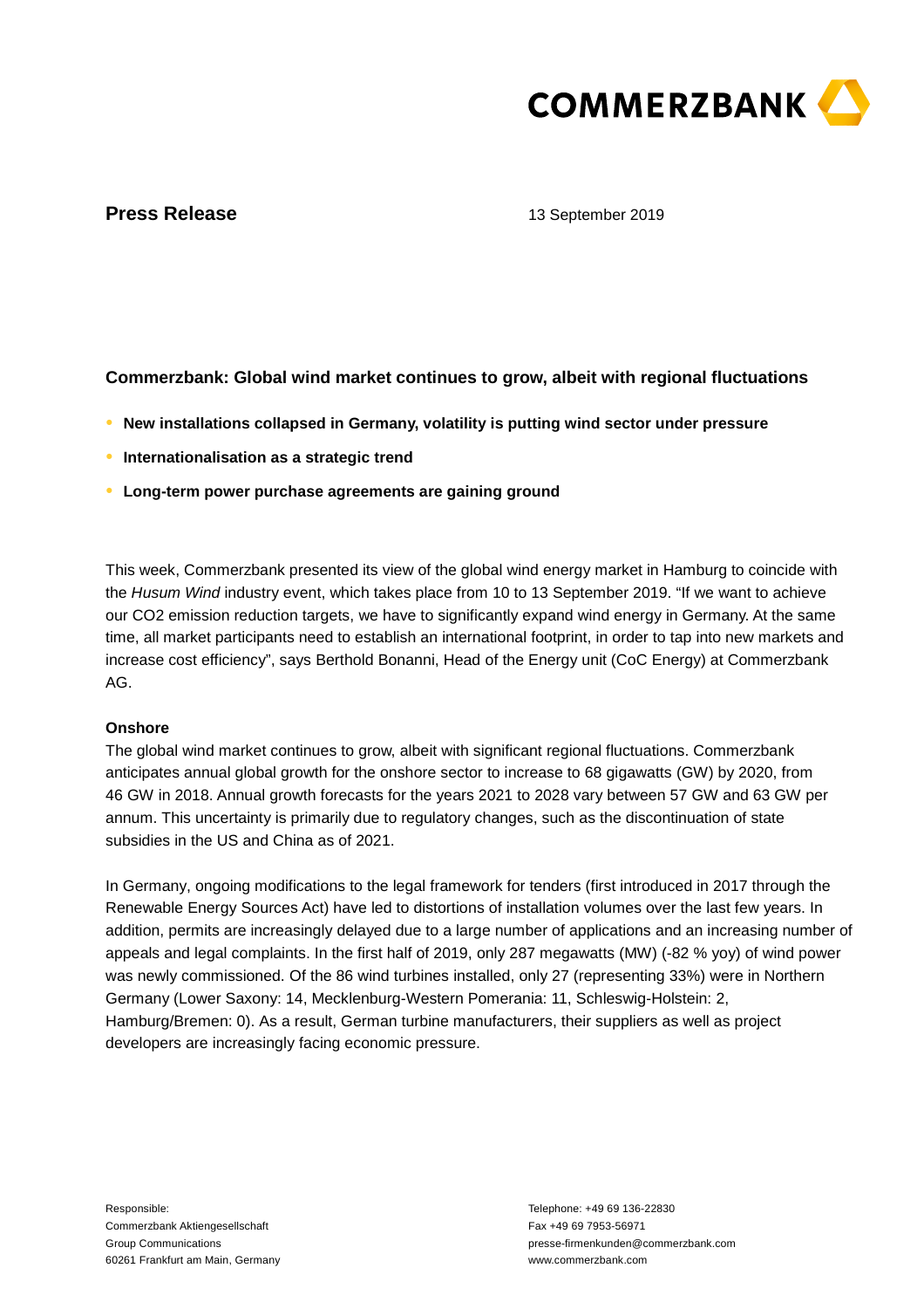**Press Release** 13 September 2019

## Commerzbank: Global wind market continues to grow, albeit with regional fluctuations

- **New installations collapsed in Germany, volatility is putting wind sector under pressure**
- **Internationalisation as a strategic trend**
- **Long-term power purchase agreements are gaining ground**

This week, Commerzbank presented its view of the global wind energy market in Hamburg to coincide with the *Husum Wind* industry event, which takes place from 10 to 13 September 2019. "If we want to achieve our CO2 emission reduction targets, we have to significantly expand wind energy in Germany. At the same time, all market participants need to establish an international footprint, in order to tap into new markets and increase cost efficiency", says Berthold Bonanni, Head of the Energy unit (CoC Energy) at Commerzbank AG.

### Onshore

The global wind market continues to grow, albeit with significant regional fluctuations. Commerzbank anticipates annual global growth for the onshore sector to increase to 68 gigawatts (GW) by 2020, from 46 GW in 2018. Annual growth forecasts for the years 2021 to 2028 vary between 57 GW and 63 GW per annum. This uncertainty is primarily due to regulatory changes, such as the discontinuation of state subsidies in the US and China as of 2021.

In Germany, ongoing modifications to the legal framework for tenders (first introduced in 2017 through the Renewable Energy Sources Act) have led to distortions of installation volumes over the last few years. In addition, permits are increasingly delayed due to a large number of applications and an increasing number of appeals and legal complaints. In the first half of 2019, only 287 megawatts (MW) (-82 % yoy) of wind power was newly commissioned. Of the 86 wind turbines installed, only 27 (representing 33%) were in Northern Germany (Lower Saxony: 14, Mecklenburg-Western Pomerania: 11, Schleswig-Holstein: 2, Hamburg/Bremen: 0). As a result, German turbine manufacturers, their suppliers as well as project developers are increasingly facing economic pressure.

Responsible:
Commerzbank Aktiengesellschaft
Group Communications
60261 Frankfurt am Main, Germany

Telephone: +49 69 136-22830
Fax +49 69 7953-56971
presse-firmenkunden@commerzbank.com
www.commerzbank.com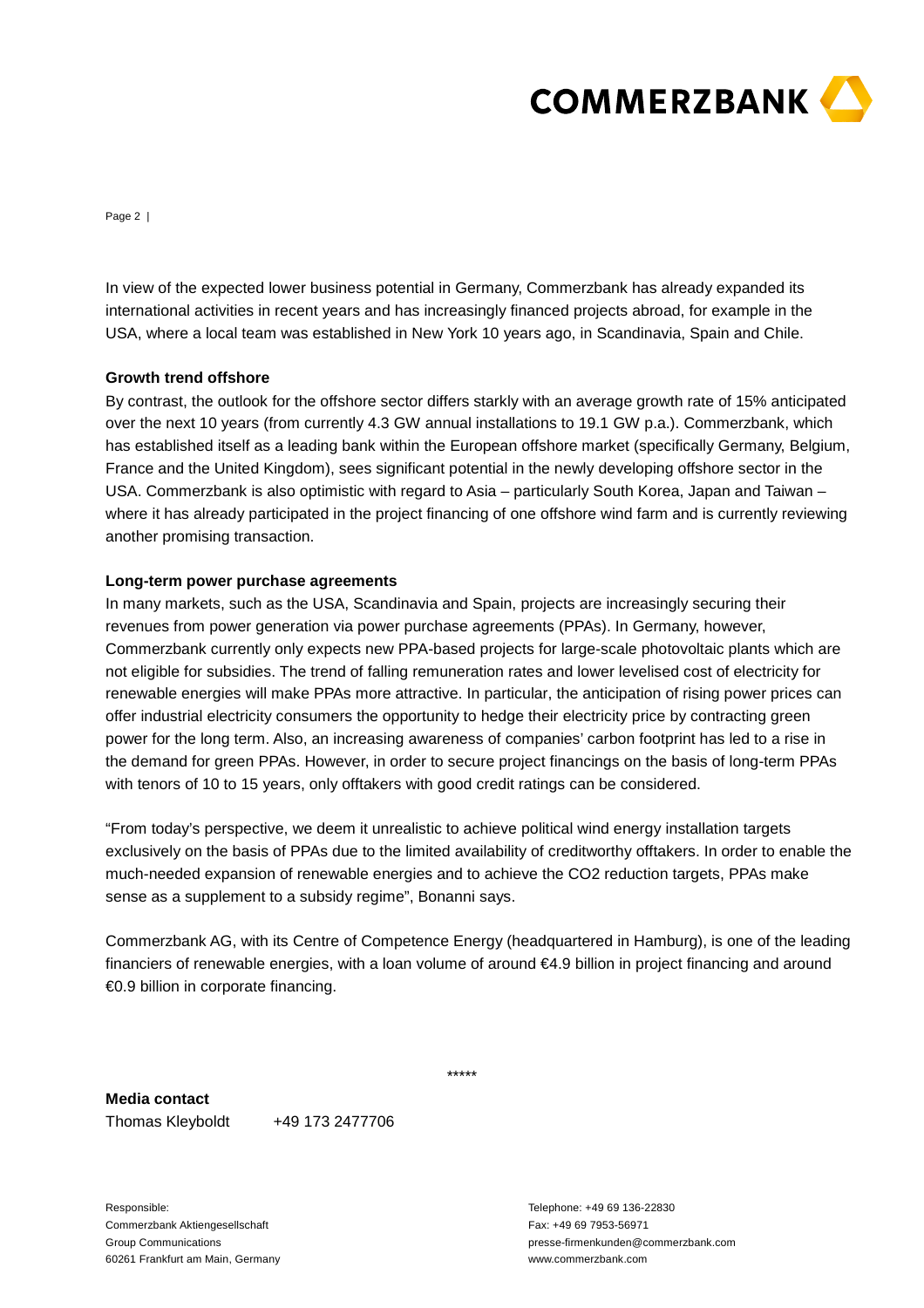In view of the expected lower business potential in Germany, Commerzbank has already expanded its international activities in recent years and has increasingly financed projects abroad, for example in the USA, where a local team was established in New York 10 years ago, in Scandinavia, Spain and Chile.

**Growth trend offshore**

By contrast, the outlook for the offshore sector differs starkly with an average growth rate of 15% anticipated over the next 10 years (from currently 4.3 GW annual installations to 19.1 GW p.a.). Commerzbank, which has established itself as a leading bank within the European offshore market (specifically Germany, Belgium, France and the United Kingdom), sees significant potential in the newly developing offshore sector in the USA. Commerzbank is also optimistic with regard to Asia – particularly South Korea, Japan and Taiwan – where it has already participated in the project financing of one offshore wind farm and is currently reviewing another promising transaction.

**Long-term power purchase agreements**

In many markets, such as the USA, Scandinavia and Spain, projects are increasingly securing their revenues from power generation via power purchase agreements (PPAs). In Germany, however, Commerzbank currently only expects new PPA-based projects for large-scale photovoltaic plants which are not eligible for subsidies. The trend of falling remuneration rates and lower levelised cost of electricity for renewable energies will make PPAs more attractive. In particular, the anticipation of rising power prices can offer industrial electricity consumers the opportunity to hedge their electricity price by contracting green power for the long term. Also, an increasing awareness of companies' carbon footprint has led to a rise in the demand for green PPAs. However, in order to secure project financings on the basis of long-term PPAs with tenors of 10 to 15 years, only offtakers with good credit ratings can be considered.

"From today's perspective, we deem it unrealistic to achieve political wind energy installation targets exclusively on the basis of PPAs due to the limited availability of creditworthy offtakers. In order to enable the much-needed expansion of renewable energies and to achieve the $CO_2$ reduction targets, PPAs make sense as a supplement to a subsidy regime", Bonanni says.

Commerzbank AG, with its Centre of Competence Energy (headquartered in Hamburg), is one of the leading financiers of renewable energies, with a loan volume of around €4.9 billion in project financing and around €0.9 billion in corporate financing.

*****

**Media contact**

Thomas Kleyboldt +49 173 2477706

Responsible:
Commerzbank Aktiengesellschaft
Group Communications
60261 Frankfurt am Main, Germany

Telephone: +49 69 136-22830
Fax: +49 69 7953-56971
presse-firmenkunden@commerzbank.com
www.commerzbank.com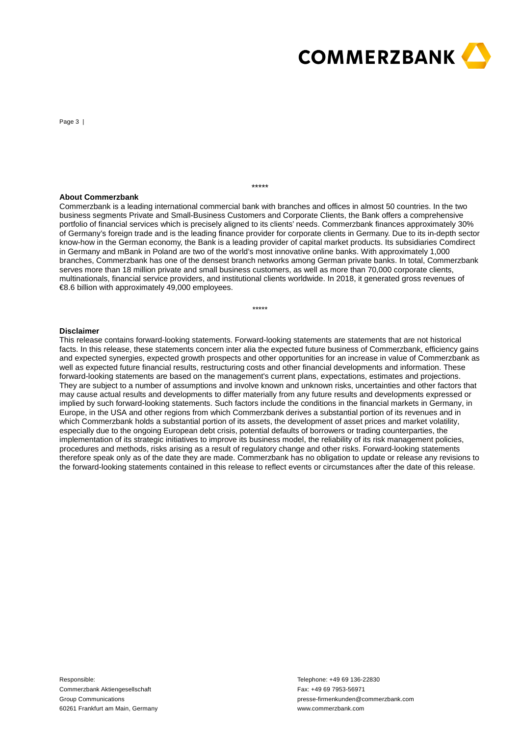\*\*\*\*\*

**About Commerzbank**

Commerzbank is a leading international commercial bank with branches and offices in almost 50 countries. In the two business segments Private and Small-Business Customers and Corporate Clients, the Bank offers a comprehensive portfolio of financial services which is precisely aligned to its clients' needs. Commerzbank finances approximately 30% of Germany's foreign trade and is the leading finance provider for corporate clients in Germany. Due to its in-depth sector know-how in the German economy, the Bank is a leading provider of capital market products. Its subsidiaries Comdirect in Germany and mBank in Poland are two of the world's most innovative online banks. With approximately 1,000 branches, Commerzbank has one of the densest branch networks among German private banks. In total, Commerzbank serves more than 18 million private and small business customers, as well as more than 70,000 corporate clients, multinationals, financial service providers, and institutional clients worldwide. In 2018, it generated gross revenues of €8.6 billion with approximately 49,000 employees.

\*\*\*\*\*

**Disclaimer**

This release contains forward-looking statements. Forward-looking statements are statements that are not historical facts. In this release, these statements concern inter alia the expected future business of Commerzbank, efficiency gains and expected synergies, expected growth prospects and other opportunities for an increase in value of Commerzbank as well as expected future financial results, restructuring costs and other financial developments and information. These forward-looking statements are based on the management's current plans, expectations, estimates and projections. They are subject to a number of assumptions and involve known and unknown risks, uncertainties and other factors that may cause actual results and developments to differ materially from any future results and developments expressed or implied by such forward-looking statements. Such factors include the conditions in the financial markets in Germany, in Europe, in the USA and other regions from which Commerzbank derives a substantial portion of its revenues and in which Commerzbank holds a substantial portion of its assets, the development of asset prices and market volatility, especially due to the ongoing European debt crisis, potential defaults of borrowers or trading counterparties, the implementation of its strategic initiatives to improve its business model, the reliability of its risk management policies, procedures and methods, risks arising as a result of regulatory change and other risks. Forward-looking statements therefore speak only as of the date they are made. Commerzbank has no obligation to update or release any revisions to the forward-looking statements contained in this release to reflect events or circumstances after the date of this release.

Responsible:
Commerzbank Aktiengesellschaft
Group Communications
60261 Frankfurt am Main, Germany

Telephone: +49 69 136-22830
Fax: +49 69 7953-56971
presse-firmenkunden@commerzbank.com
www.commerzbank.com